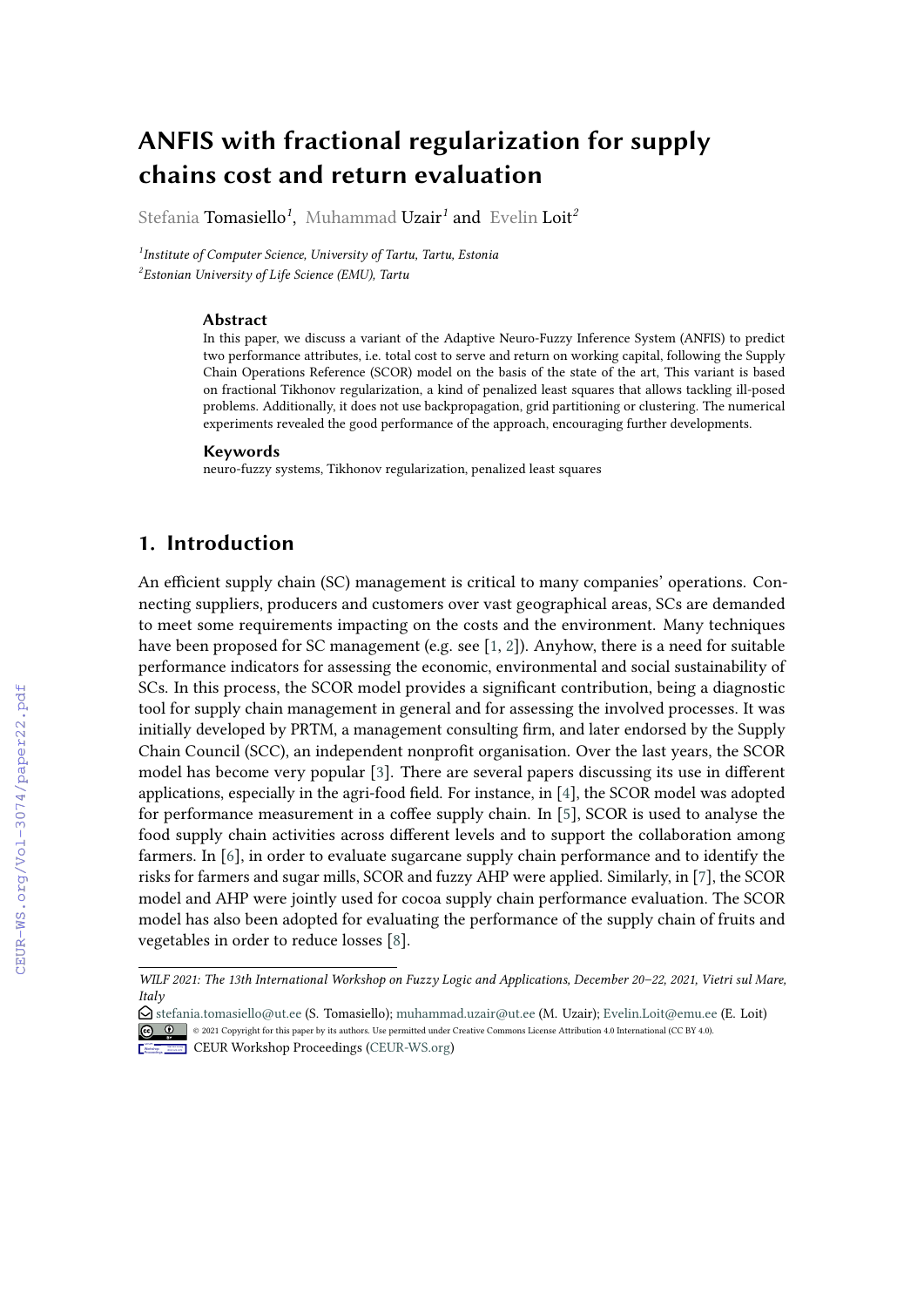# ANFIS with fractional regularization for supply chains cost and return evaluation

Stefania Tomasiello[1], Muhammad Uzair[1] and Evelin Loit[2]

[1]*Institute of Computer Science, University of Tartu, Tartu, Estonia*
[2]*Estonian University of Life Science (EMU), Tartu*

### Abstract

In this paper, we discuss a variant of the Adaptive Neuro-Fuzzy Inference System (ANFIS) to predict two performance attributes, i.e. total cost to serve and return on working capital, following the Supply Chain Operations Reference (SCOR) model on the basis of the state of the art, This variant is based on fractional Tikhonov regularization, a kind of penalized least squares that allows tackling ill-posed problems. Additionally, it does not use backpropagation, grid partitioning or clustering. The numerical experiments revealed the good performance of the approach, encouraging further developments.

### Keywords

neuro-fuzzy systems, Tikhonov regularization, penalized least squares

## 1. Introduction

An efficient supply chain (SC) management is critical to many companies' operations. Connecting suppliers, producers and customers over vast geographical areas, SCs are demanded to meet some requirements impacting on the costs and the environment. Many techniques have been proposed for SC management (e.g. see [1, 2]). Anyhow, there is a need for suitable performance indicators for assessing the economic, environmental and social sustainability of SCs. In this process, the SCOR model provides a significant contribution, being a diagnostic tool for supply chain management in general and for assessing the involved processes. It was initially developed by PRTM, a management consulting firm, and later endorsed by the Supply Chain Council (SCC), an independent nonprofit organisation. Over the last years, the SCOR model has become very popular [3]. There are several papers discussing its use in different applications, especially in the agri-food field. For instance, in [4], the SCOR model was adopted for performance measurement in a coffee supply chain. In [5], SCOR is used to analyse the food supply chain activities across different levels and to support the collaboration among farmers. In [6], in order to evaluate sugarcane supply chain performance and to identify the risks for farmers and sugar mills, SCOR and fuzzy AHP were applied. Similarly, in [7], the SCOR model and AHP were jointly used for cocoa supply chain performance evaluation. The SCOR model has also been adopted for evaluating the performance of the supply chain of fruits and vegetables in order to reduce losses [8].

*WILF 2021: The 13th International Workshop on Fuzzy Logic and Applications, December 20–22, 2021, Vietri sul Mare, Italy*

stefania.tomasiello@ut.ee (S. Tomasiello); muhammad.uzair@ut.ee (M. Uzair); Evelin.Loit@emu.ee (E. Loit)

© 2021 Copyright for this paper by its authors. Use permitted under Creative Commons License Attribution 4.0 International (CC BY 4.0).

CEUR Workshop Proceedings (CEUR-WS.org)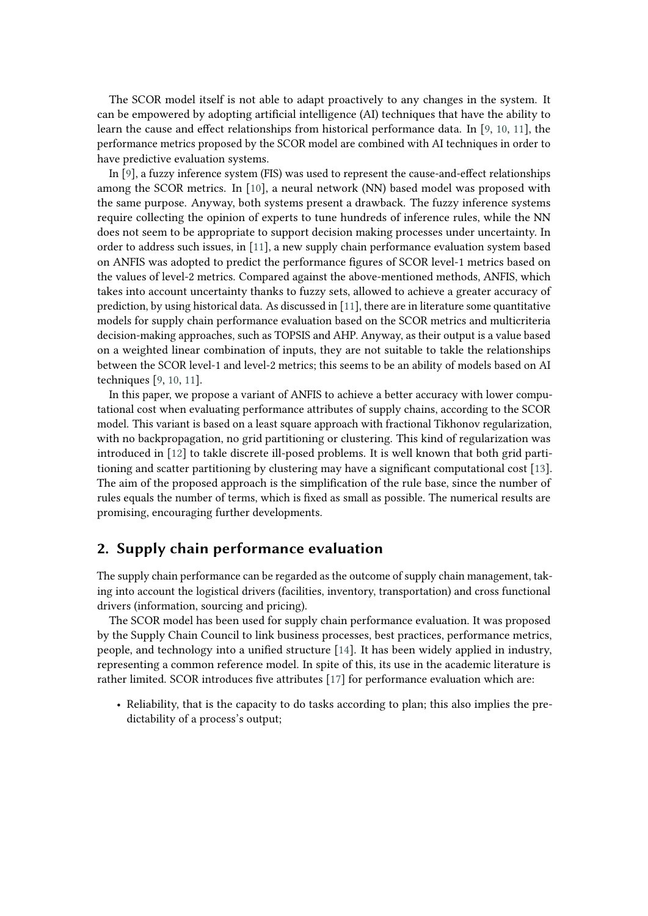The SCOR model itself is not able to adapt proactively to any changes in the system. It can be empowered by adopting artificial intelligence (AI) techniques that have the ability to learn the cause and effect relationships from historical performance data. In [9, 10, 11], the performance metrics proposed by the SCOR model are combined with AI techniques in order to have predictive evaluation systems.

In [9], a fuzzy inference system (FIS) was used to represent the cause-and-effect relationships among the SCOR metrics. In [10], a neural network (NN) based model was proposed with the same purpose. Anyway, both systems present a drawback. The fuzzy inference systems require collecting the opinion of experts to tune hundreds of inference rules, while the NN does not seem to be appropriate to support decision making processes under uncertainty. In order to address such issues, in [11], a new supply chain performance evaluation system based on ANFIS was adopted to predict the performance figures of SCOR level-1 metrics based on the values of level-2 metrics. Compared against the above-mentioned methods, ANFIS, which takes into account uncertainty thanks to fuzzy sets, allowed to achieve a greater accuracy of prediction, by using historical data. As discussed in [11], there are in literature some quantitative models for supply chain performance evaluation based on the SCOR metrics and multicriteria decision-making approaches, such as TOPSIS and AHP. Anyway, as their output is a value based on a weighted linear combination of inputs, they are not suitable to takle the relationships between the SCOR level-1 and level-2 metrics; this seems to be an ability of models based on AI techniques [9, 10, 11].

In this paper, we propose a variant of ANFIS to achieve a better accuracy with lower computational cost when evaluating performance attributes of supply chains, according to the SCOR model. This variant is based on a least square approach with fractional Tikhonov regularization, with no backpropagation, no grid partitioning or clustering. This kind of regularization was introduced in [12] to takle discrete ill-posed problems. It is well known that both grid partitioning and scatter partitioning by clustering may have a significant computational cost [13]. The aim of the proposed approach is the simplification of the rule base, since the number of rules equals the number of terms, which is fixed as small as possible. The numerical results are promising, encouraging further developments.

## 2. Supply chain performance evaluation

The supply chain performance can be regarded as the outcome of supply chain management, taking into account the logistical drivers (facilities, inventory, transportation) and cross functional drivers (information, sourcing and pricing).

The SCOR model has been used for supply chain performance evaluation. It was proposed by the Supply Chain Council to link business processes, best practices, performance metrics, people, and technology into a unified structure [14]. It has been widely applied in industry, representing a common reference model. In spite of this, its use in the academic literature is rather limited. SCOR introduces five attributes [17] for performance evaluation which are:

- Reliability, that is the capacity to do tasks according to plan; this also implies the predictability of a process's output;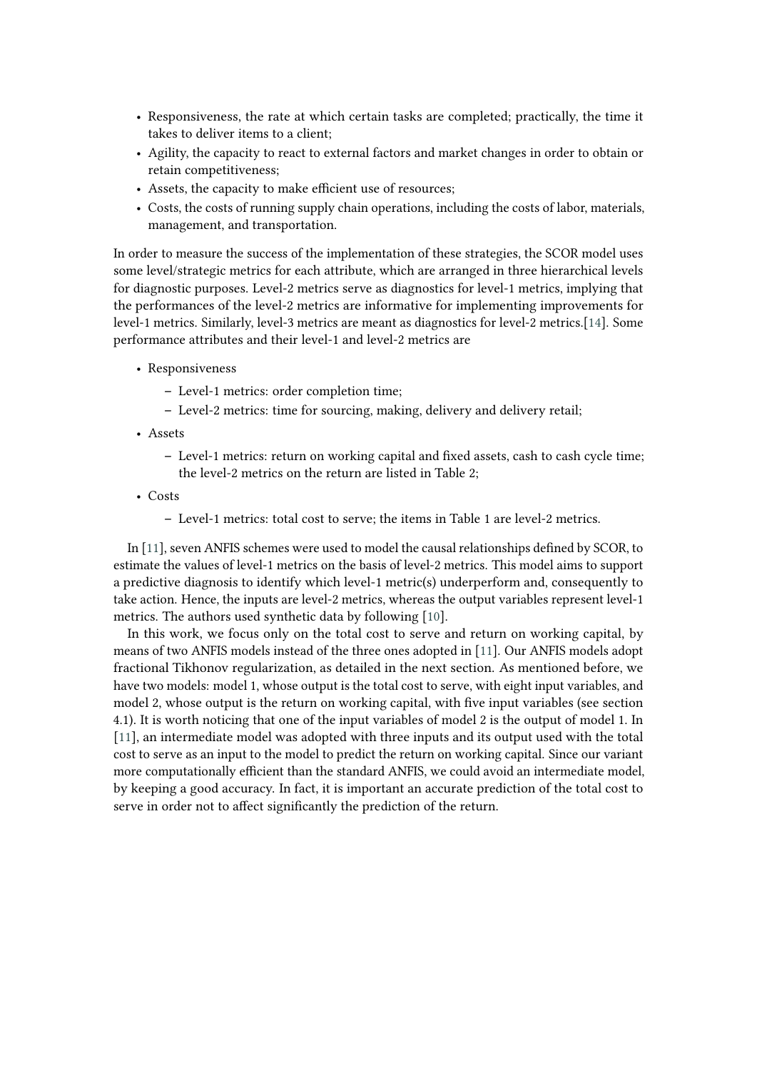- Responsiveness, the rate at which certain tasks are completed; practically, the time it takes to deliver items to a client;
- Agility, the capacity to react to external factors and market changes in order to obtain or retain competitiveness;
- Assets, the capacity to make efficient use of resources;
- Costs, the costs of running supply chain operations, including the costs of labor, materials, management, and transportation.

In order to measure the success of the implementation of these strategies, the SCOR model uses some level/strategic metrics for each attribute, which are arranged in three hierarchical levels for diagnostic purposes. Level-2 metrics serve as diagnostics for level-1 metrics, implying that the performances of the level-2 metrics are informative for implementing improvements for level-1 metrics. Similarly, level-3 metrics are meant as diagnostics for level-2 metrics.[14]. Some performance attributes and their level-1 and level-2 metrics are

- Responsiveness
  - Level-1 metrics: order completion time;
  - Level-2 metrics: time for sourcing, making, delivery and delivery retail;
- Assets
  - Level-1 metrics: return on working capital and fixed assets, cash to cash cycle time; the level-2 metrics on the return are listed in Table 2;
- Costs
  - Level-1 metrics: total cost to serve; the items in Table 1 are level-2 metrics.

In [11], seven ANFIS schemes were used to model the causal relationships defined by SCOR, to estimate the values of level-1 metrics on the basis of level-2 metrics. This model aims to support a predictive diagnosis to identify which level-1 metric(s) underperform and, consequently to take action. Hence, the inputs are level-2 metrics, whereas the output variables represent level-1 metrics. The authors used synthetic data by following [10].

In this work, we focus only on the total cost to serve and return on working capital, by means of two ANFIS models instead of the three ones adopted in [11]. Our ANFIS models adopt fractional Tikhonov regularization, as detailed in the next section. As mentioned before, we have two models: model 1, whose output is the total cost to serve, with eight input variables, and model 2, whose output is the return on working capital, with five input variables (see section 4.1). It is worth noticing that one of the input variables of model 2 is the output of model 1. In [11], an intermediate model was adopted with three inputs and its output used with the total cost to serve as an input to the model to predict the return on working capital. Since our variant more computationally efficient than the standard ANFIS, we could avoid an intermediate model, by keeping a good accuracy. In fact, it is important an accurate prediction of the total cost to serve in order not to affect significantly the prediction of the return.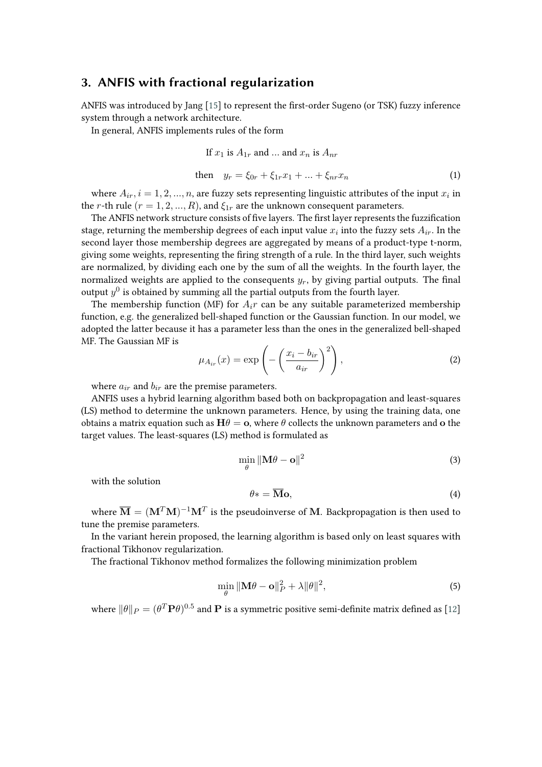## 3. ANFIS with fractional regularization

ANFIS was introduced by Jang [15] to represent the first-order Sugeno (or TSK) fuzzy inference system through a network architecture.

In general, ANFIS implements rules of the form

$$\text{If } x_1 \text{ is } A_{1r} \text{ and } \dots \text{ and } x_n \text{ is } A_{nr}$$

$$\text{then} \quad y_r = \xi_{0r} + \xi_{1r}x_1 + \dots + \xi_{nr}x_n \tag{1}$$

where $A_{ir}, i = 1, 2, \dots, n$, are fuzzy sets representing linguistic attributes of the input $x_i$ in the $r$-th rule ($r = 1, 2, \dots, R$), and $\xi_{1r}$ are the unknown consequent parameters.

The ANFIS network structure consists of five layers. The first layer represents the fuzzification stage, returning the membership degrees of each input value $x_i$ into the fuzzy sets $A_{ir}$. In the second layer those membership degrees are aggregated by means of a product-type t-norm, giving some weights, representing the firing strength of a rule. In the third layer, such weights are normalized, by dividing each one by the sum of all the weights. In the fourth layer, the normalized weights are applied to the consequents $y_r$, by giving partial outputs. The final output $y^0$ is obtained by summing all the partial outputs from the fourth layer.

The membership function (MF) for $A_ir$ can be any suitable parameterized membership function, e.g. the generalized bell-shaped function or the Gaussian function. In our model, we adopted the latter because it has a parameter less than the ones in the generalized bell-shaped MF. The Gaussian MF is

$$\mu_{A_{ir}}(x) = \exp\left(-\left(\frac{x_i - b_{ir}}{a_{ir}}\right)^2\right), \tag{2}$$

where $a_{ir}$ and $b_{ir}$ are the premise parameters.

ANFIS uses a hybrid learning algorithm based both on backpropagation and least-squares (LS) method to determine the unknown parameters. Hence, by using the training data, one obtains a matrix equation such as $\mathbf{H}\theta = \mathbf{o}$, where $\theta$ collects the unknown parameters and $\mathbf{o}$ the target values. The least-squares (LS) method is formulated as

$$\min_{\theta} \|\mathbf{M}\theta - \mathbf{o}\|^2 \tag{3}$$

with the solution

$$\theta* = \overline{\mathbf{M}}\mathbf{o}, \tag{4}$$

where $\overline{\mathbf{M}} = (\mathbf{M}^T\mathbf{M})^{-1}\mathbf{M}^T$ is the pseudoinverse of $\mathbf{M}$. Backpropagation is then used to tune the premise parameters.

In the variant herein proposed, the learning algorithm is based only on least squares with fractional Tikhonov regularization.

The fractional Tikhonov method formalizes the following minimization problem

$$\min_{\theta} \|\mathbf{M}\theta - \mathbf{o}\|_P^2 + \lambda\|\theta\|^2, \tag{5}$$

where $\|\theta\|_P = (\theta^T\mathbf{P}\theta)^{0.5}$ and $\mathbf{P}$ is a symmetric positive semi-definite matrix defined as [12]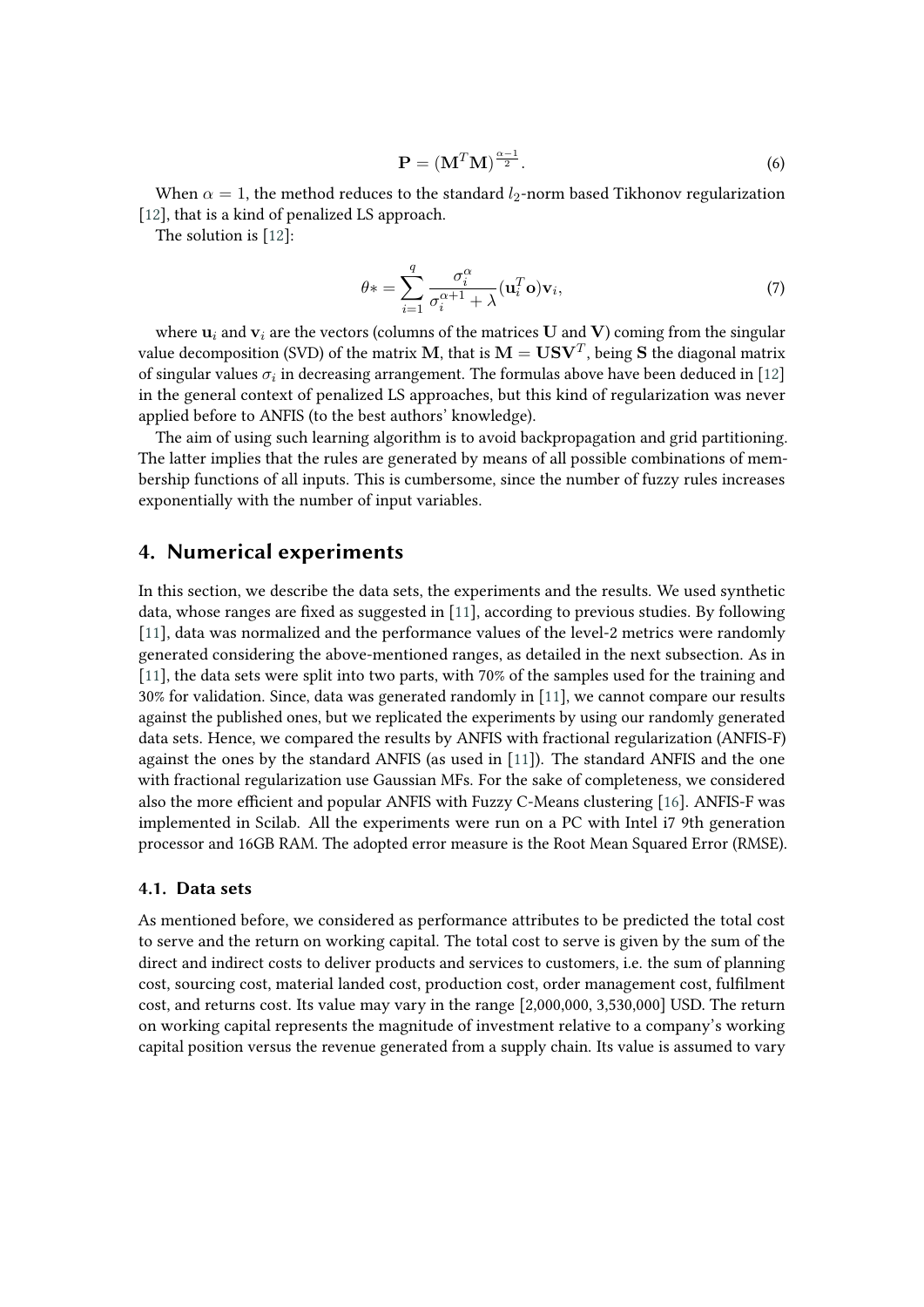$$\mathbf{P} = (\mathbf{M}^T\mathbf{M})^{\frac{\alpha-1}{2}}. \tag{6}$$

When $\alpha = 1$, the method reduces to the standard $l_2$-norm based Tikhonov regularization [12], that is a kind of penalized LS approach.

The solution is [12]:

$$\theta* = \sum_{i=1}^{q} \frac{\sigma_i^{\alpha}}{\sigma_i^{\alpha+1} + \lambda}(\mathbf{u}_i^T\mathbf{o})\mathbf{v}_i, \tag{7}$$

where $\mathbf{u}_i$ and $\mathbf{v}_i$ are the vectors (columns of the matrices $\mathbf{U}$ and $\mathbf{V}$) coming from the singular value decomposition (SVD) of the matrix $\mathbf{M}$, that is $\mathbf{M} = \mathbf{U}\mathbf{S}\mathbf{V}^T$, being $\mathbf{S}$ the diagonal matrix of singular values $\sigma_i$ in decreasing arrangement. The formulas above have been deduced in [12] in the general context of penalized LS approaches, but this kind of regularization was never applied before to ANFIS (to the best authors' knowledge).

The aim of using such learning algorithm is to avoid backpropagation and grid partitioning. The latter implies that the rules are generated by means of all possible combinations of membership functions of all inputs. This is cumbersome, since the number of fuzzy rules increases exponentially with the number of input variables.

## 4. Numerical experiments

In this section, we describe the data sets, the experiments and the results. We used synthetic data, whose ranges are fixed as suggested in [11], according to previous studies. By following [11], data was normalized and the performance values of the level-2 metrics were randomly generated considering the above-mentioned ranges, as detailed in the next subsection. As in [11], the data sets were split into two parts, with 70% of the samples used for the training and 30% for validation. Since, data was generated randomly in [11], we cannot compare our results against the published ones, but we replicated the experiments by using our randomly generated data sets. Hence, we compared the results by ANFIS with fractional regularization (ANFIS-F) against the ones by the standard ANFIS (as used in [11]). The standard ANFIS and the one with fractional regularization use Gaussian MFs. For the sake of completeness, we considered also the more efficient and popular ANFIS with Fuzzy C-Means clustering [16]. ANFIS-F was implemented in Scilab. All the experiments were run on a PC with Intel i7 9th generation processor and 16GB RAM. The adopted error measure is the Root Mean Squared Error (RMSE).

### 4.1. Data sets

As mentioned before, we considered as performance attributes to be predicted the total cost to serve and the return on working capital. The total cost to serve is given by the sum of the direct and indirect costs to deliver products and services to customers, i.e. the sum of planning cost, sourcing cost, material landed cost, production cost, order management cost, fulfilment cost, and returns cost. Its value may vary in the range [2,000,000, 3,530,000] USD. The return on working capital represents the magnitude of investment relative to a company's working capital position versus the revenue generated from a supply chain. Its value is assumed to vary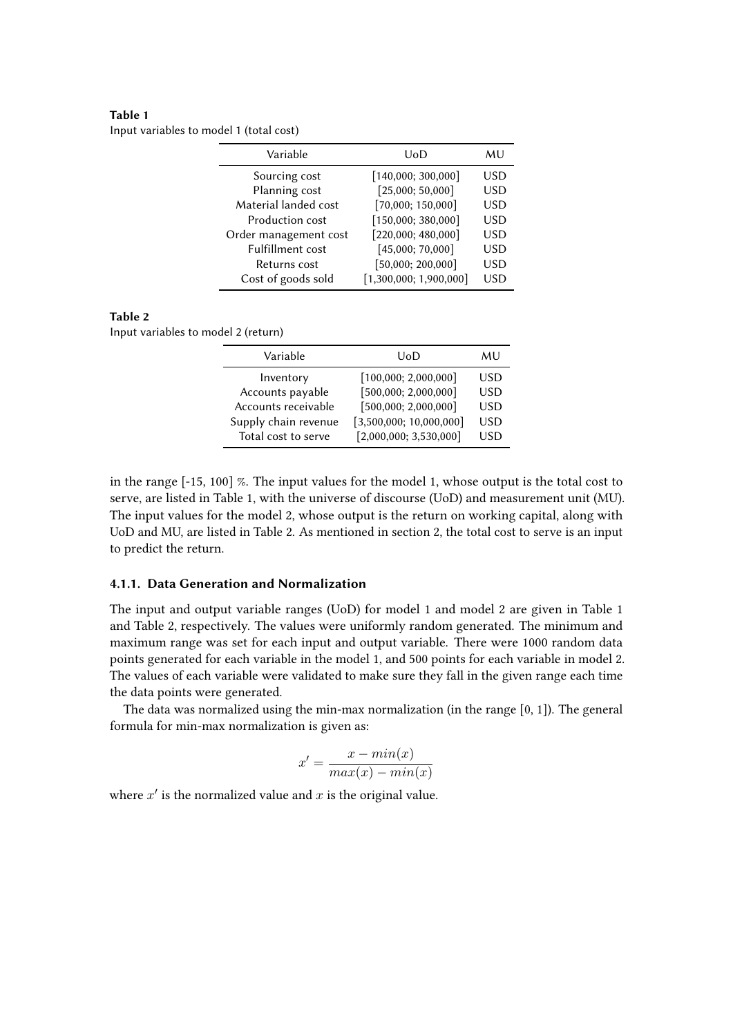**Table 1**
Input variables to model 1 (total cost)

| Variable | UoD | MU |
|---|---|---|
| Sourcing cost | [140,000; 300,000] | USD |
| Planning cost | [25,000; 50,000] | USD |
| Material landed cost | [70,000; 150,000] | USD |
| Production cost | [150,000; 380,000] | USD |
| Order management cost | [220,000; 480,000] | USD |
| Fulfillment cost | [45,000; 70,000] | USD |
| Returns cost | [50,000; 200,000] | USD |
| Cost of goods sold | [1,300,000; 1,900,000] | USD |

**Table 2**
Input variables to model 2 (return)

| Variable | UoD | MU |
|---|---|---|
| Inventory | [100,000; 2,000,000] | USD |
| Accounts payable | [500,000; 2,000,000] | USD |
| Accounts receivable | [500,000; 2,000,000] | USD |
| Supply chain revenue | [3,500,000; 10,000,000] | USD |
| Total cost to serve | [2,000,000; 3,530,000] | USD |

in the range [-15, 100] %. The input values for the model 1, whose output is the total cost to serve, are listed in Table 1, with the universe of discourse (UoD) and measurement unit (MU). The input values for the model 2, whose output is the return on working capital, along with UoD and MU, are listed in Table 2. As mentioned in section 2, the total cost to serve is an input to predict the return.

#### 4.1.1. Data Generation and Normalization

The input and output variable ranges (UoD) for model 1 and model 2 are given in Table 1 and Table 2, respectively. The values were uniformly random generated. The minimum and maximum range was set for each input and output variable. There were 1000 random data points generated for each variable in the model 1, and 500 points for each variable in model 2. The values of each variable were validated to make sure they fall in the given range each time the data points were generated.

The data was normalized using the min-max normalization (in the range [0, 1]). The general formula for min-max normalization is given as:

$$x' = \frac{x - min(x)}{max(x) - min(x)}$$

where $x'$ is the normalized value and $x$ is the original value.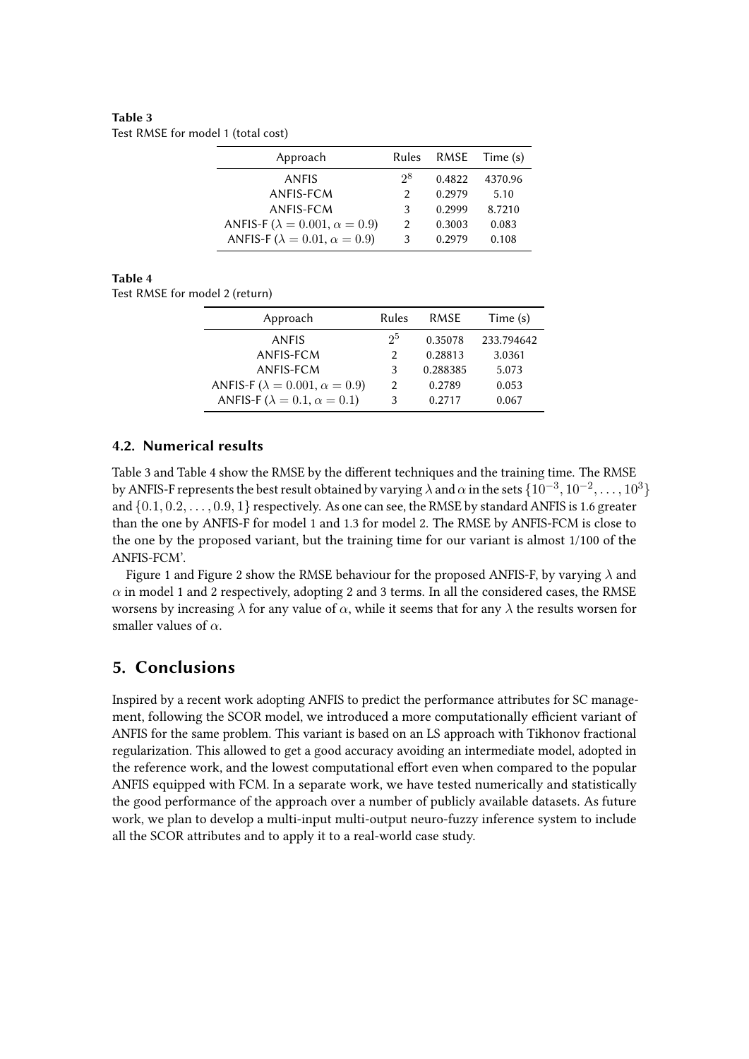**Table 3**
Test RMSE for model 1 (total cost)

| Approach | Rules | RMSE | Time (s) |
|---|---|---|---|
| ANFIS | $2^8$ | 0.4822 | 4370.96 |
| ANFIS-FCM | 2 | 0.2979 | 5.10 |
| ANFIS-FCM | 3 | 0.2999 | 8.7210 |
| ANFIS-F ($\lambda = 0.001$, $\alpha = 0.9$) | 2 | 0.3003 | 0.083 |
| ANFIS-F ($\lambda = 0.01$, $\alpha = 0.9$) | 3 | 0.2979 | 0.108 |

**Table 4**
Test RMSE for model 2 (return)

| Approach | Rules | RMSE | Time (s) |
|---|---|---|---|
| ANFIS | $2^5$ | 0.35078 | 233.794642 |
| ANFIS-FCM | 2 | 0.28813 | 3.0361 |
| ANFIS-FCM | 3 | 0.288385 | 5.073 |
| ANFIS-F ($\lambda = 0.001$, $\alpha = 0.9$) | 2 | 0.2789 | 0.053 |
| ANFIS-F ($\lambda = 0.1$, $\alpha = 0.1$) | 3 | 0.2717 | 0.067 |

### 4.2. Numerical results

Table 3 and Table 4 show the RMSE by the different techniques and the training time. The RMSE by ANFIS-F represents the best result obtained by varying $\lambda$ and $\alpha$ in the sets $\{10^{-3}, 10^{-2}, \ldots, 10^{3}\}$ and $\{0.1, 0.2, \ldots, 0.9, 1\}$ respectively. As one can see, the RMSE by standard ANFIS is 1.6 greater than the one by ANFIS-F for model 1 and 1.3 for model 2. The RMSE by ANFIS-FCM is close to the one by the proposed variant, but the training time for our variant is almost 1/100 of the ANFIS-FCM'.

Figure 1 and Figure 2 show the RMSE behaviour for the proposed ANFIS-F, by varying $\lambda$ and $\alpha$ in model 1 and 2 respectively, adopting 2 and 3 terms. In all the considered cases, the RMSE worsens by increasing $\lambda$ for any value of $\alpha$, while it seems that for any $\lambda$ the results worsen for smaller values of $\alpha$.

## 5. Conclusions

Inspired by a recent work adopting ANFIS to predict the performance attributes for SC management, following the SCOR model, we introduced a more computationally efficient variant of ANFIS for the same problem. This variant is based on an LS approach with Tikhonov fractional regularization. This allowed to get a good accuracy avoiding an intermediate model, adopted in the reference work, and the lowest computational effort even when compared to the popular ANFIS equipped with FCM. In a separate work, we have tested numerically and statistically the good performance of the approach over a number of publicly available datasets. As future work, we plan to develop a multi-input multi-output neuro-fuzzy inference system to include all the SCOR attributes and to apply it to a real-world case study.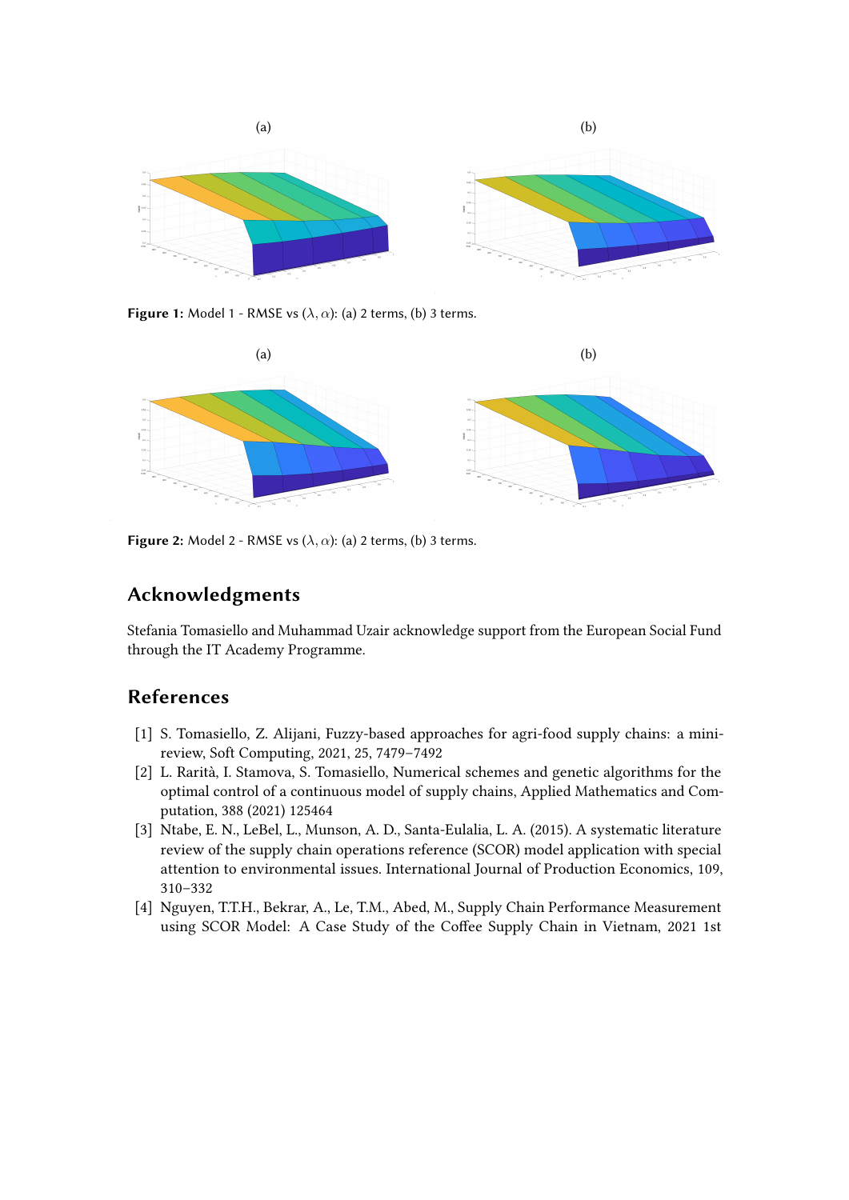(a) (b)

**Figure 1:** Model 1 - RMSE vs $(\lambda, \alpha)$: (a) 2 terms, (b) 3 terms.

(a) (b)

**Figure 2:** Model 2 - RMSE vs $(\lambda, \alpha)$: (a) 2 terms, (b) 3 terms.

## Acknowledgments

Stefania Tomasiello and Muhammad Uzair acknowledge support from the European Social Fund through the IT Academy Programme.

## References

[1] S. Tomasiello, Z. Alijani, Fuzzy-based approaches for agri-food supply chains: a mini-review, Soft Computing, 2021, 25, 7479–7492

[2] L. Rarità, I. Stamova, S. Tomasiello, Numerical schemes and genetic algorithms for the optimal control of a continuous model of supply chains, Applied Mathematics and Computation, 388 (2021) 125464

[3] Ntabe, E. N., LeBel, L., Munson, A. D., Santa-Eulalia, L. A. (2015). A systematic literature review of the supply chain operations reference (SCOR) model application with special attention to environmental issues. International Journal of Production Economics, 109, 310–332

[4] Nguyen, T.T.H., Bekrar, A., Le, T.M., Abed, M., Supply Chain Performance Measurement using SCOR Model: A Case Study of the Coffee Supply Chain in Vietnam, 2021 1st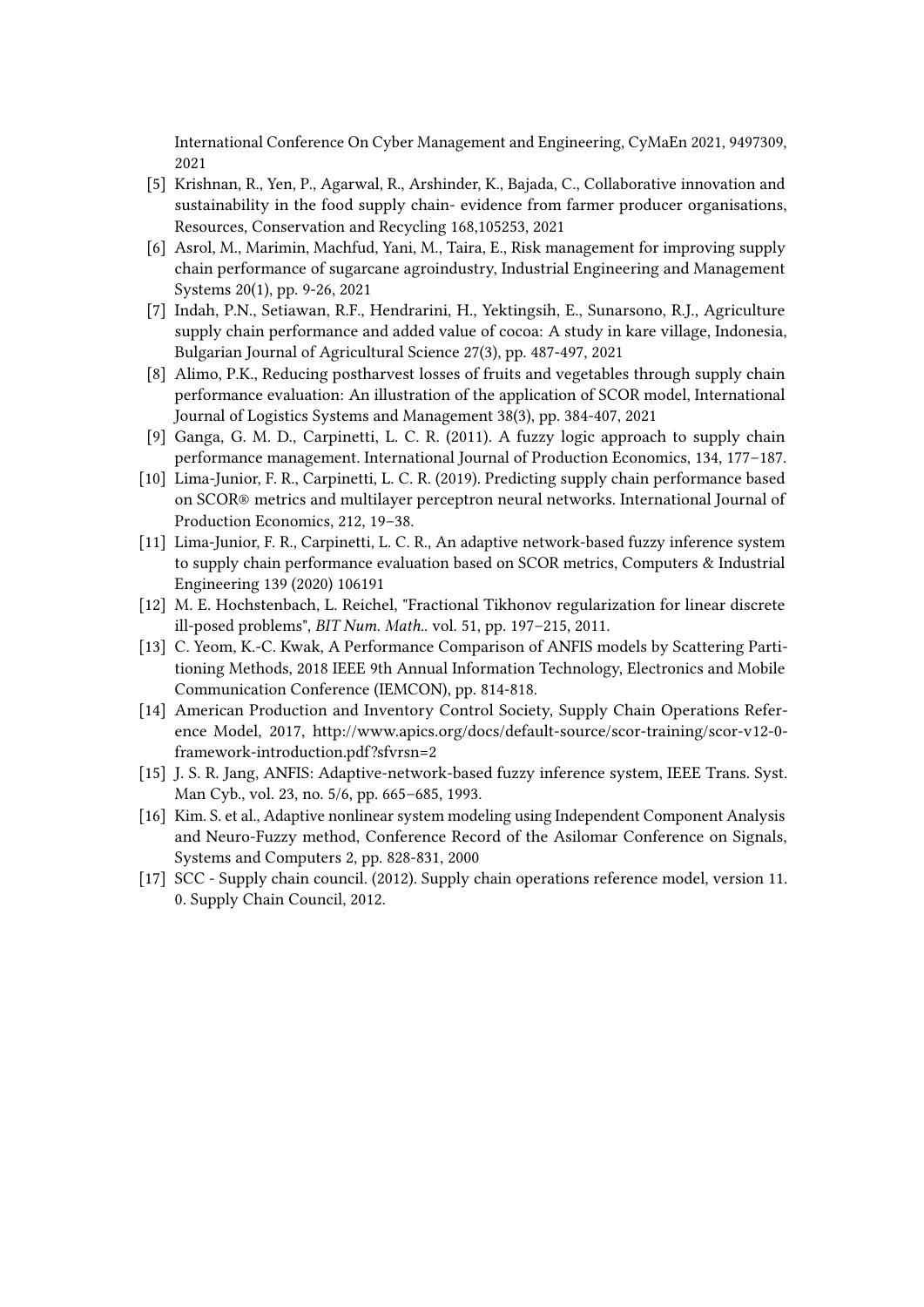International Conference On Cyber Management and Engineering, CyMaEn 2021, 9497309, 2021

[5] Krishnan, R., Yen, P., Agarwal, R., Arshinder, K., Bajada, C., Collaborative innovation and sustainability in the food supply chain- evidence from farmer producer organisations, Resources, Conservation and Recycling 168,105253, 2021

[6] Asrol, M., Marimin, Machfud, Yani, M., Taira, E., Risk management for improving supply chain performance of sugarcane agroindustry, Industrial Engineering and Management Systems 20(1), pp. 9-26, 2021

[7] Indah, P.N., Setiawan, R.F., Hendrarini, H., Yektingsih, E., Sunarsono, R.J., Agriculture supply chain performance and added value of cocoa: A study in kare village, Indonesia, Bulgarian Journal of Agricultural Science 27(3), pp. 487-497, 2021

[8] Alimo, P.K., Reducing postharvest losses of fruits and vegetables through supply chain performance evaluation: An illustration of the application of SCOR model, International Journal of Logistics Systems and Management 38(3), pp. 384-407, 2021

[9] Ganga, G. M. D., Carpinetti, L. C. R. (2011). A fuzzy logic approach to supply chain performance management. International Journal of Production Economics, 134, 177–187.

[10] Lima-Junior, F. R., Carpinetti, L. C. R. (2019). Predicting supply chain performance based on SCOR® metrics and multilayer perceptron neural networks. International Journal of Production Economics, 212, 19–38.

[11] Lima-Junior, F. R., Carpinetti, L. C. R., An adaptive network-based fuzzy inference system to supply chain performance evaluation based on SCOR metrics, Computers & Industrial Engineering 139 (2020) 106191

[12] M. E. Hochstenbach, L. Reichel, "Fractional Tikhonov regularization for linear discrete ill-posed problems", *BIT Num. Math.*. vol. 51, pp. 197–215, 2011.

[13] C. Yeom, K.-C. Kwak, A Performance Comparison of ANFIS models by Scattering Partitioning Methods, 2018 IEEE 9th Annual Information Technology, Electronics and Mobile Communication Conference (IEMCON), pp. 814-818.

[14] American Production and Inventory Control Society, Supply Chain Operations Reference Model, 2017, http://www.apics.org/docs/default-source/scor-training/scor-v12-0-framework-introduction.pdf?sfvrsn=2

[15] J. S. R. Jang, ANFIS: Adaptive-network-based fuzzy inference system, IEEE Trans. Syst. Man Cyb., vol. 23, no. 5/6, pp. 665–685, 1993.

[16] Kim. S. et al., Adaptive nonlinear system modeling using Independent Component Analysis and Neuro-Fuzzy method, Conference Record of the Asilomar Conference on Signals, Systems and Computers 2, pp. 828-831, 2000

[17] SCC - Supply chain council. (2012). Supply chain operations reference model, version 11. 0. Supply Chain Council, 2012.